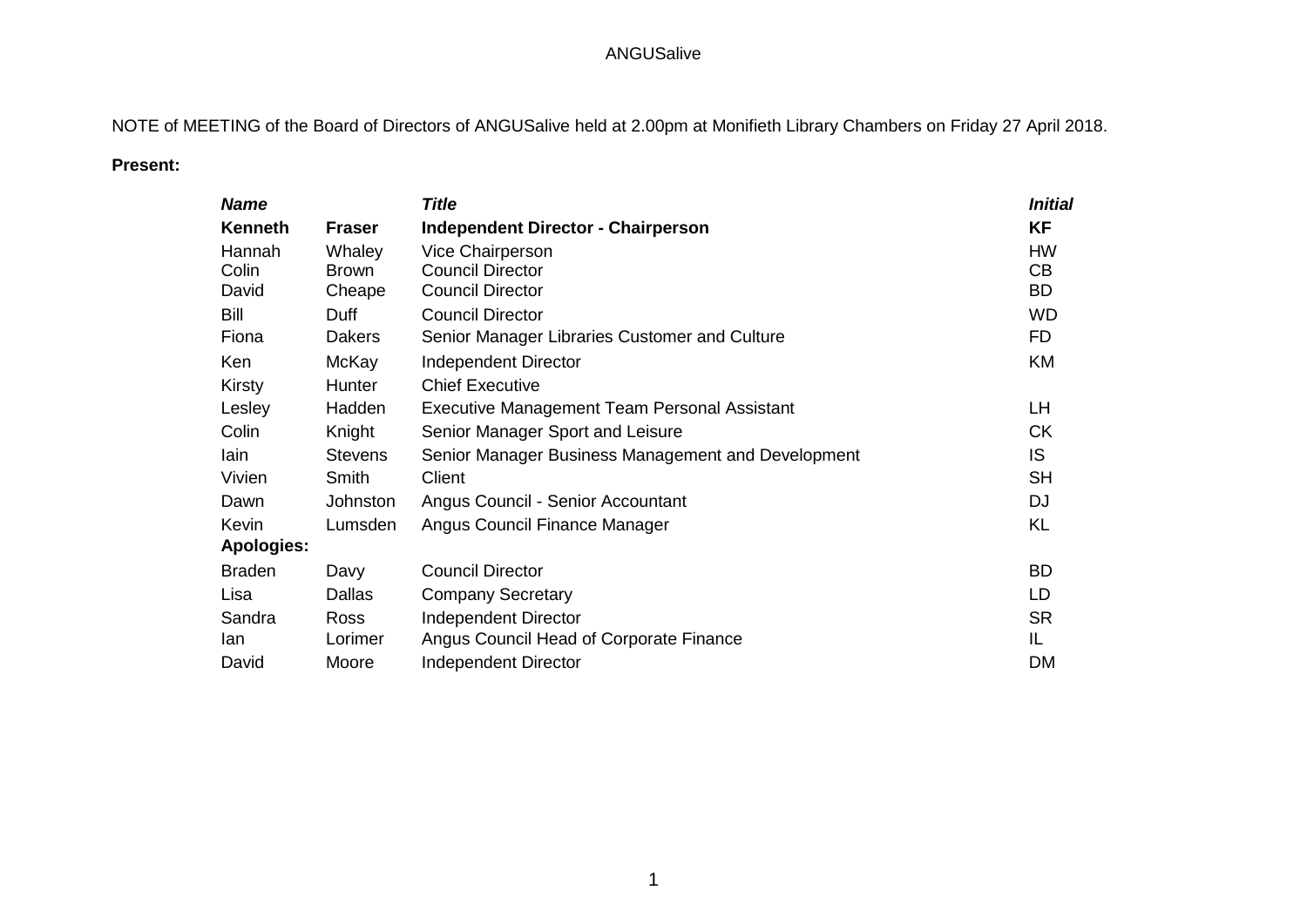# ANGUSalive

NOTE of MEETING of the Board of Directors of ANGUSalive held at 2.00pm at Monifieth Library Chambers on Friday 27 April 2018.

**Present:**

| ***Name*** | | ***Title*** | ***Initial*** |
|---|---|---|---|
| **Kenneth** | **Fraser** | **Independent Director - Chairperson** | **KF** |
| Hannah | Whaley | Vice Chairperson | HW |
| Colin | Brown | Council Director | CB |
| David | Cheape | Council Director | BD |
| Bill | Duff | Council Director | WD |
| Fiona | Dakers | Senior Manager Libraries Customer and Culture | FD |
| Ken | McKay | Independent Director | KM |
| Kirsty | Hunter | Chief Executive | |
| Lesley | Hadden | Executive Management Team Personal Assistant | LH |
| Colin | Knight | Senior Manager Sport and Leisure | CK |
| Iain | Stevens | Senior Manager Business Management and Development | IS |
| Vivien | Smith | Client | SH |
| Dawn | Johnston | Angus Council - Senior Accountant | DJ |
| Kevin | Lumsden | Angus Council Finance Manager | KL |
| **Apologies:** | | | |
| Braden | Davy | Council Director | BD |
| Lisa | Dallas | Company Secretary | LD |
| Sandra | Ross | Independent Director | SR |
| Ian | Lorimer | Angus Council Head of Corporate Finance | IL |
| David | Moore | Independent Director | DM |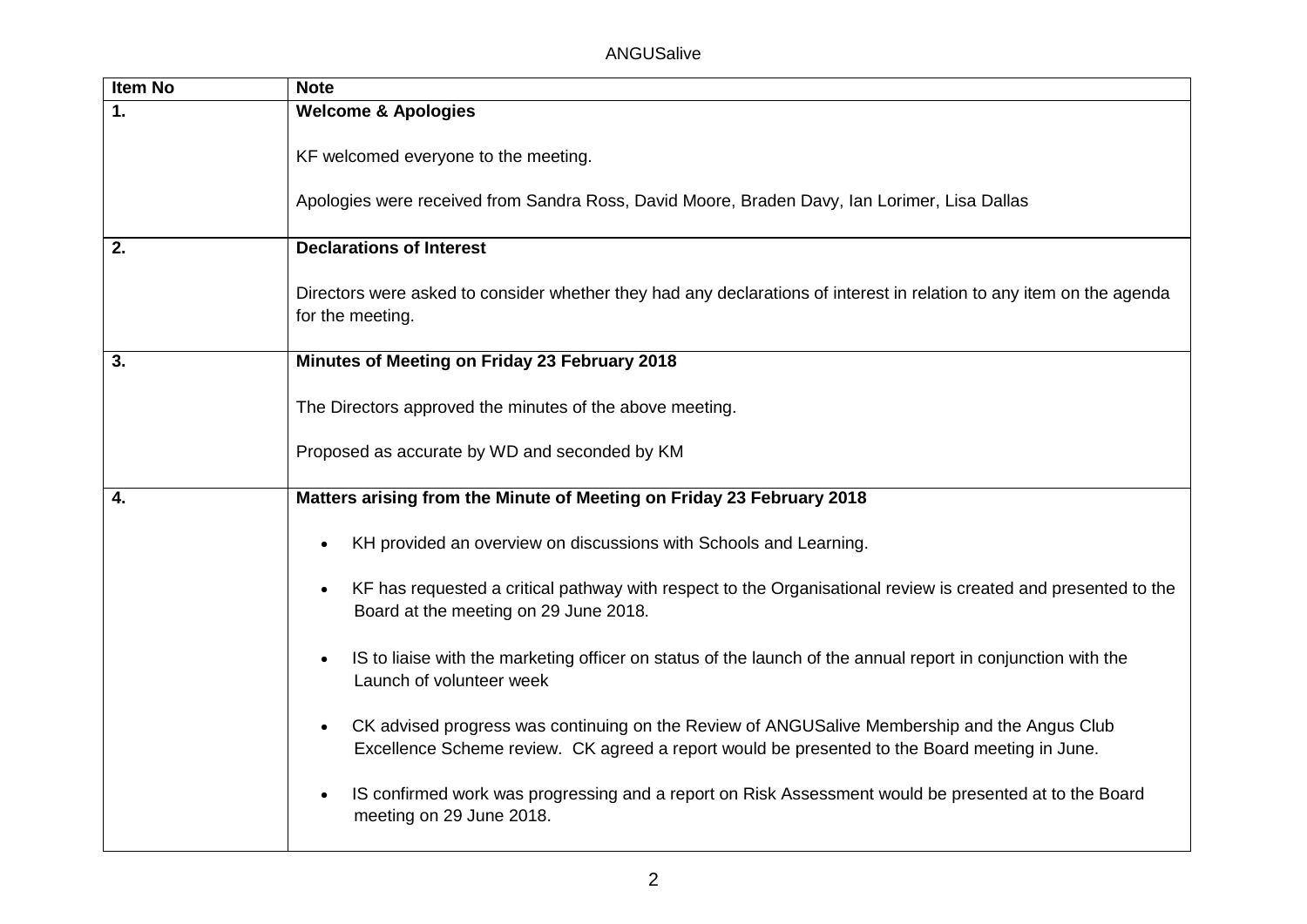| Item No | Note |
|---|---|
| **1.** | **Welcome & Apologies**<br><br>KF welcomed everyone to the meeting.<br><br>Apologies were received from Sandra Ross, David Moore, Braden Davy, Ian Lorimer, Lisa Dallas |
| **2.** | **Declarations of Interest**<br><br>Directors were asked to consider whether they had any declarations of interest in relation to any item on the agenda for the meeting. |
| **3.** | **Minutes of Meeting on Friday 23 February 2018**<br><br>The Directors approved the minutes of the above meeting.<br><br>Proposed as accurate by WD and seconded by KM |
| **4.** | **Matters arising from the Minute of Meeting on Friday 23 February 2018**<br><br>• KH provided an overview on discussions with Schools and Learning.<br><br>• KF has requested a critical pathway with respect to the Organisational review is created and presented to the Board at the meeting on 29 June 2018.<br><br>• IS to liaise with the marketing officer on status of the launch of the annual report in conjunction with the Launch of volunteer week<br><br>• CK advised progress was continuing on the Review of ANGUSalive Membership and the Angus Club Excellence Scheme review. CK agreed a report would be presented to the Board meeting in June.<br><br>• IS confirmed work was progressing and a report on Risk Assessment would be presented at to the Board meeting on 29 June 2018. |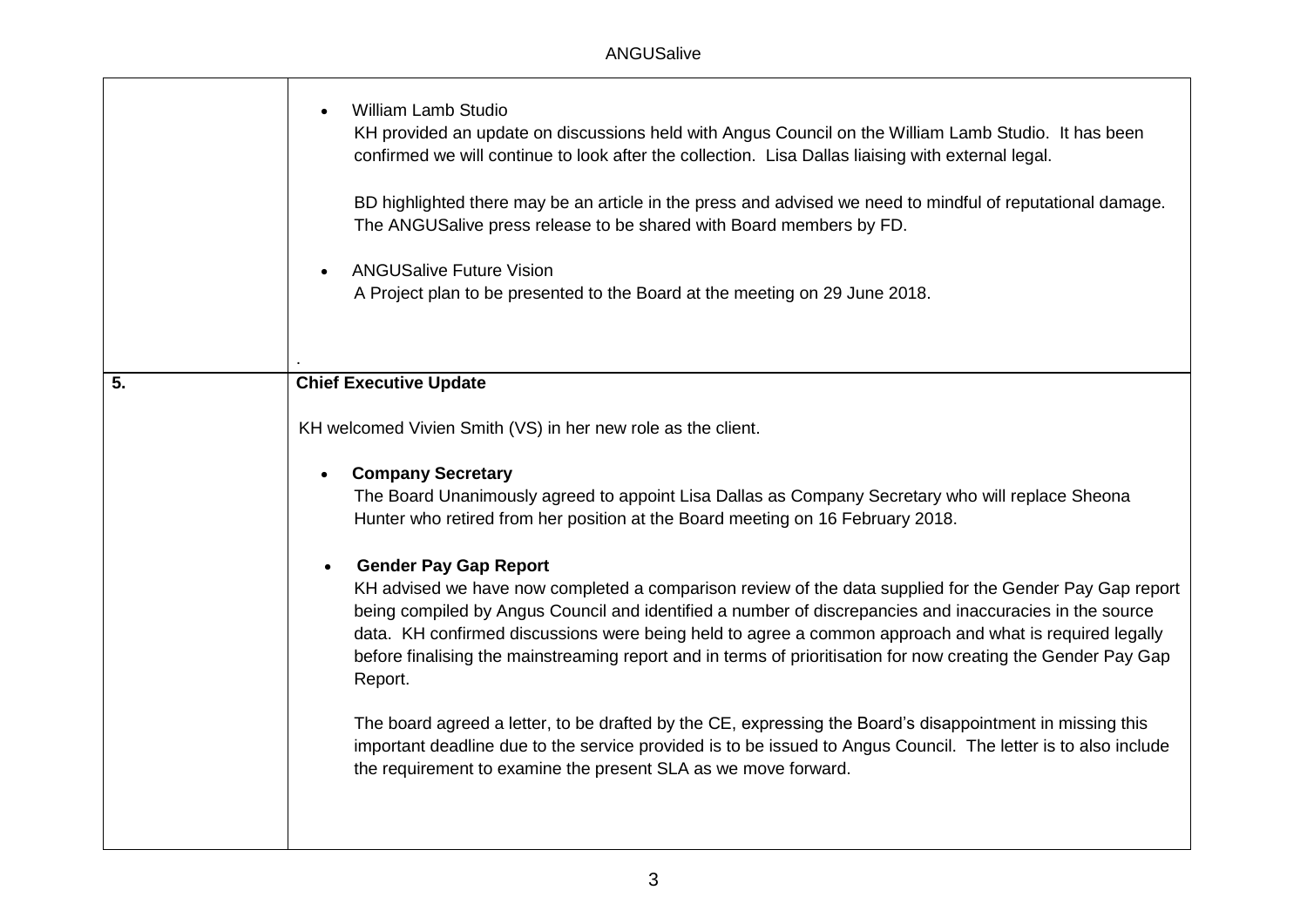|  |  |
|---|---|
|  | - William Lamb Studio<br>KH provided an update on discussions held with Angus Council on the William Lamb Studio. It has been confirmed we will continue to look after the collection. Lisa Dallas liaising with external legal.<br><br>BD highlighted there may be an article in the press and advised we need to mindful of reputational damage. The ANGUSalive press release to be shared with Board members by FD.<br><br>- ANGUSalive Future Vision<br>A Project plan to be presented to the Board at the meeting on 29 June 2018.<br><br>. |
| **5.** | **Chief Executive Update**<br><br>KH welcomed Vivien Smith (VS) in her new role as the client.<br><br>- **Company Secretary**<br>The Board Unanimously agreed to appoint Lisa Dallas as Company Secretary who will replace Sheona Hunter who retired from her position at the Board meeting on 16 February 2018.<br><br>- **Gender Pay Gap Report**<br>KH advised we have now completed a comparison review of the data supplied for the Gender Pay Gap report being compiled by Angus Council and identified a number of discrepancies and inaccuracies in the source data. KH confirmed discussions were being held to agree a common approach and what is required legally before finalising the mainstreaming report and in terms of prioritisation for now creating the Gender Pay Gap Report.<br><br>The board agreed a letter, to be drafted by the CE, expressing the Board's disappointment in missing this important deadline due to the service provided is to be issued to Angus Council. The letter is to also include the requirement to examine the present SLA as we move forward. |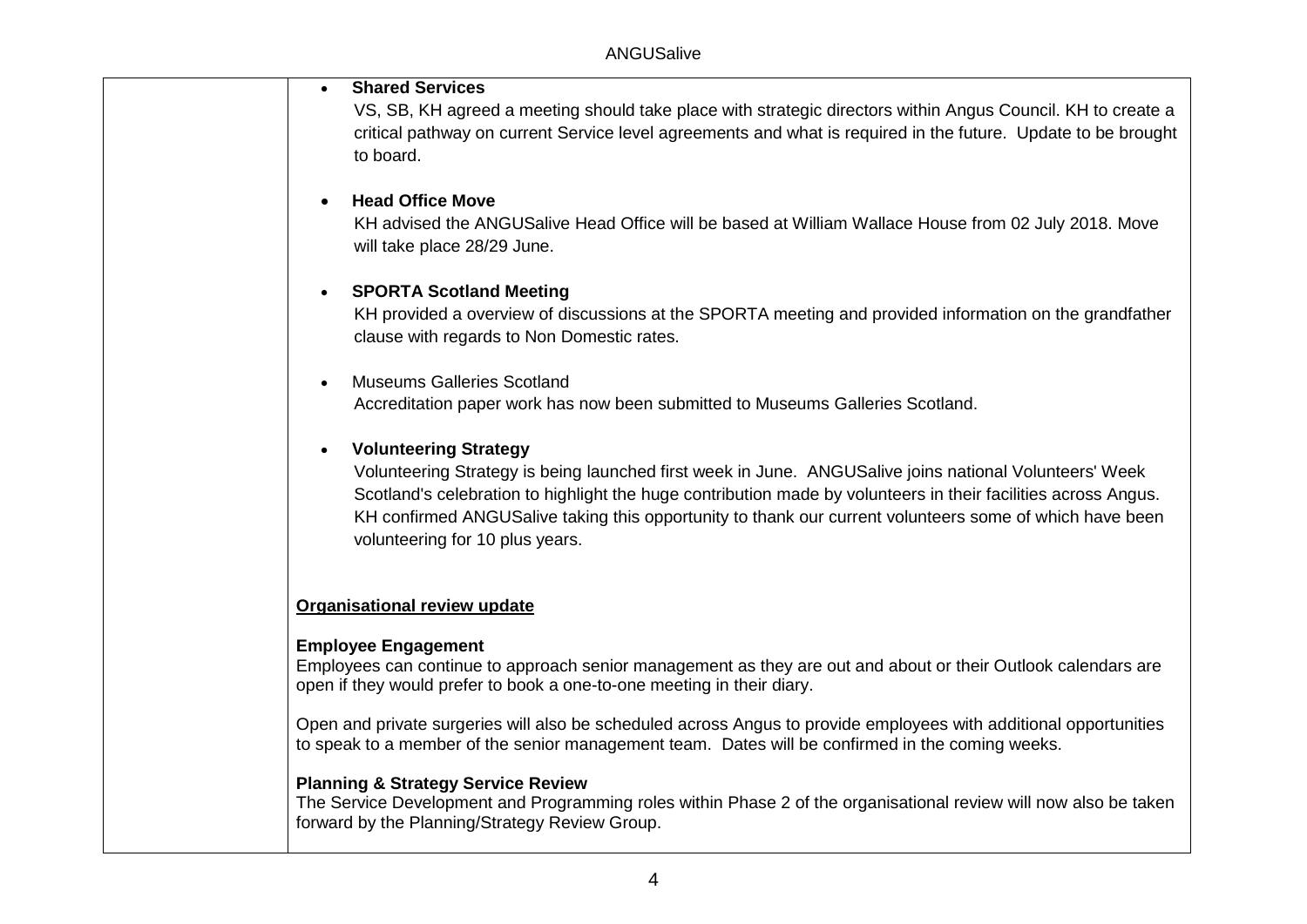- **Shared Services**
  VS, SB, KH agreed a meeting should take place with strategic directors within Angus Council. KH to create a critical pathway on current Service level agreements and what is required in the future. Update to be brought to board.

- **Head Office Move**
  KH advised the ANGUSalive Head Office will be based at William Wallace House from 02 July 2018. Move will take place 28/29 June.

- **SPORTA Scotland Meeting**
  KH provided a overview of discussions at the SPORTA meeting and provided information on the grandfather clause with regards to Non Domestic rates.

- Museums Galleries Scotland
  Accreditation paper work has now been submitted to Museums Galleries Scotland.

- **Volunteering Strategy**
  Volunteering Strategy is being launched first week in June. ANGUSalive joins national Volunteers' Week Scotland's celebration to highlight the huge contribution made by volunteers in their facilities across Angus. KH confirmed ANGUSalive taking this opportunity to thank our current volunteers some of which have been volunteering for 10 plus years.

**<u>Organisational review update</u>**

**Employee Engagement**
Employees can continue to approach senior management as they are out and about or their Outlook calendars are open if they would prefer to book a one-to-one meeting in their diary.

Open and private surgeries will also be scheduled across Angus to provide employees with additional opportunities to speak to a member of the senior management team. Dates will be confirmed in the coming weeks.

**Planning & Strategy Service Review**
The Service Development and Programming roles within Phase 2 of the organisational review will now also be taken forward by the Planning/Strategy Review Group.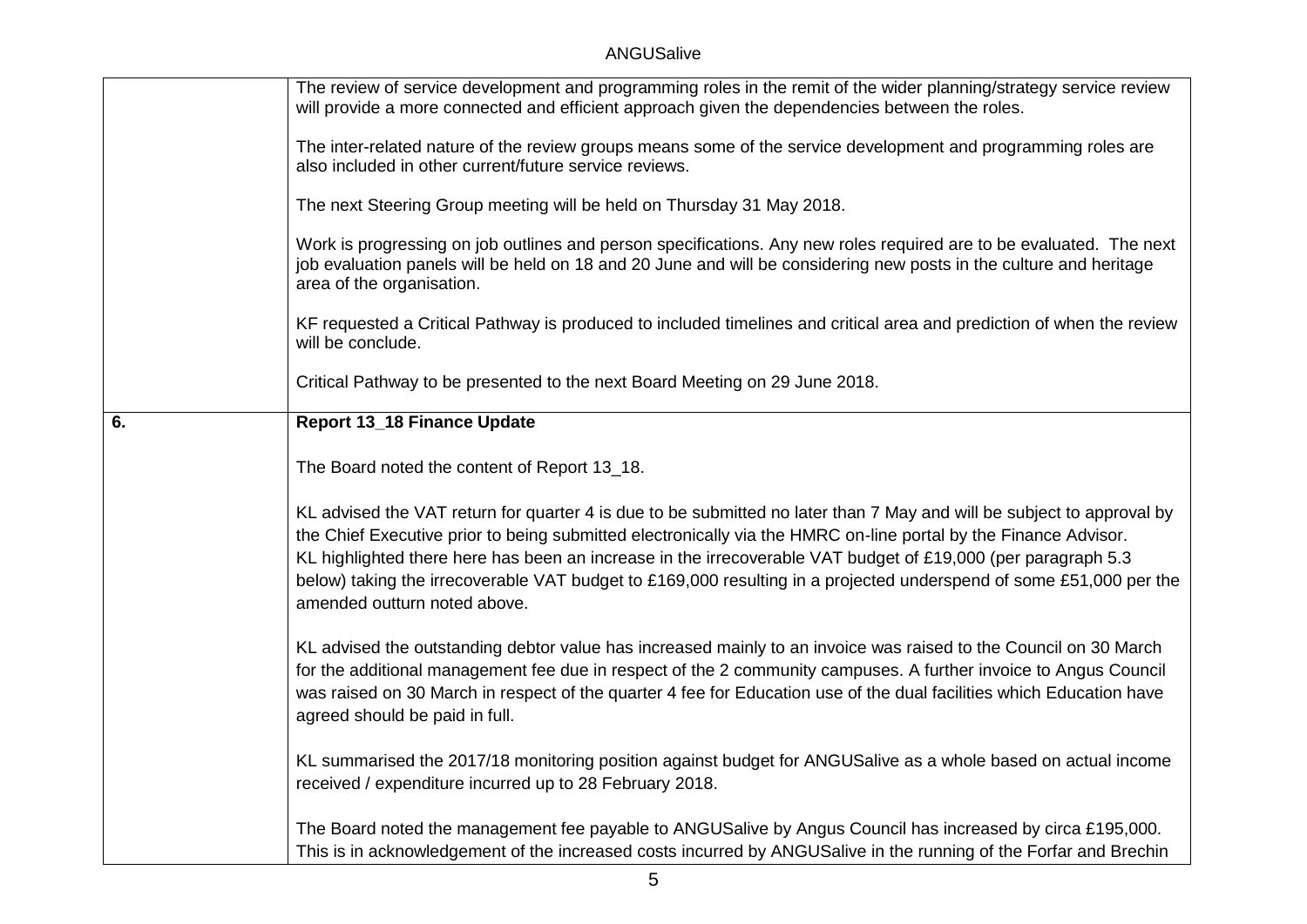| | |
|---|---|
| | The review of service development and programming roles in the remit of the wider planning/strategy service review will provide a more connected and efficient approach given the dependencies between the roles.<br><br>The inter-related nature of the review groups means some of the service development and programming roles are also included in other current/future service reviews.<br><br>The next Steering Group meeting will be held on Thursday 31 May 2018.<br><br>Work is progressing on job outlines and person specifications. Any new roles required are to be evaluated. The next job evaluation panels will be held on 18 and 20 June and will be considering new posts in the culture and heritage area of the organisation.<br><br>KF requested a Critical Pathway is produced to included timelines and critical area and prediction of when the review will be conclude.<br><br>Critical Pathway to be presented to the next Board Meeting on 29 June 2018. |
| **6.** | **Report 13_18 Finance Update**<br><br>The Board noted the content of Report 13_18.<br><br>KL advised the VAT return for quarter 4 is due to be submitted no later than 7 May and will be subject to approval by the Chief Executive prior to being submitted electronically via the HMRC on-line portal by the Finance Advisor.<br>KL highlighted there here has been an increase in the irrecoverable VAT budget of £19,000 (per paragraph 5.3 below) taking the irrecoverable VAT budget to £169,000 resulting in a projected underspend of some £51,000 per the amended outturn noted above.<br><br>KL advised the outstanding debtor value has increased mainly to an invoice was raised to the Council on 30 March for the additional management fee due in respect of the 2 community campuses. A further invoice to Angus Council was raised on 30 March in respect of the quarter 4 fee for Education use of the dual facilities which Education have agreed should be paid in full.<br><br>KL summarised the 2017/18 monitoring position against budget for ANGUSalive as a whole based on actual income received / expenditure incurred up to 28 February 2018.<br><br>The Board noted the management fee payable to ANGUSalive by Angus Council has increased by circa £195,000. This is in acknowledgement of the increased costs incurred by ANGUSalive in the running of the Forfar and Brechin |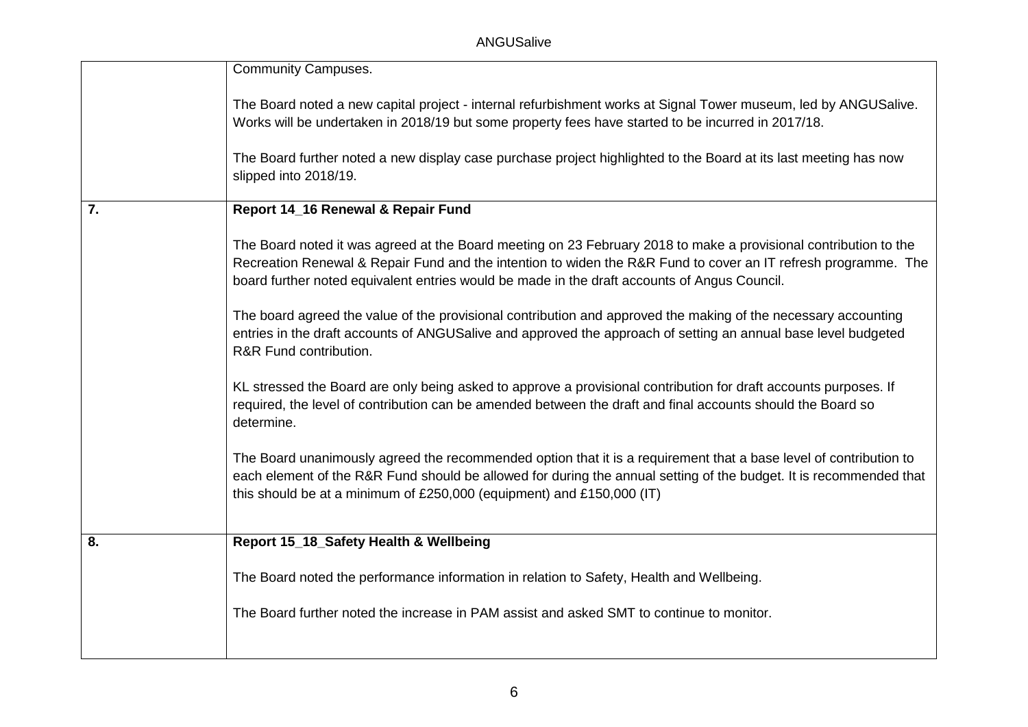| | |
|---|---|
| | Community Campuses.<br><br>The Board noted a new capital project - internal refurbishment works at Signal Tower museum, led by ANGUSalive. Works will be undertaken in 2018/19 but some property fees have started to be incurred in 2017/18.<br><br>The Board further noted a new display case purchase project highlighted to the Board at its last meeting has now slipped into 2018/19. |
| **7.** | **Report 14_16 Renewal & Repair Fund**<br><br>The Board noted it was agreed at the Board meeting on 23 February 2018 to make a provisional contribution to the Recreation Renewal & Repair Fund and the intention to widen the R&R Fund to cover an IT refresh programme. The board further noted equivalent entries would be made in the draft accounts of Angus Council.<br><br>The board agreed the value of the provisional contribution and approved the making of the necessary accounting entries in the draft accounts of ANGUSalive and approved the approach of setting an annual base level budgeted R&R Fund contribution.<br><br>KL stressed the Board are only being asked to approve a provisional contribution for draft accounts purposes. If required, the level of contribution can be amended between the draft and final accounts should the Board so determine.<br><br>The Board unanimously agreed the recommended option that it is a requirement that a base level of contribution to each element of the R&R Fund should be allowed for during the annual setting of the budget. It is recommended that this should be at a minimum of £250,000 (equipment) and £150,000 (IT) |
| **8.** | **Report 15_18_Safety Health & Wellbeing**<br><br>The Board noted the performance information in relation to Safety, Health and Wellbeing.<br><br>The Board further noted the increase in PAM assist and asked SMT to continue to monitor. |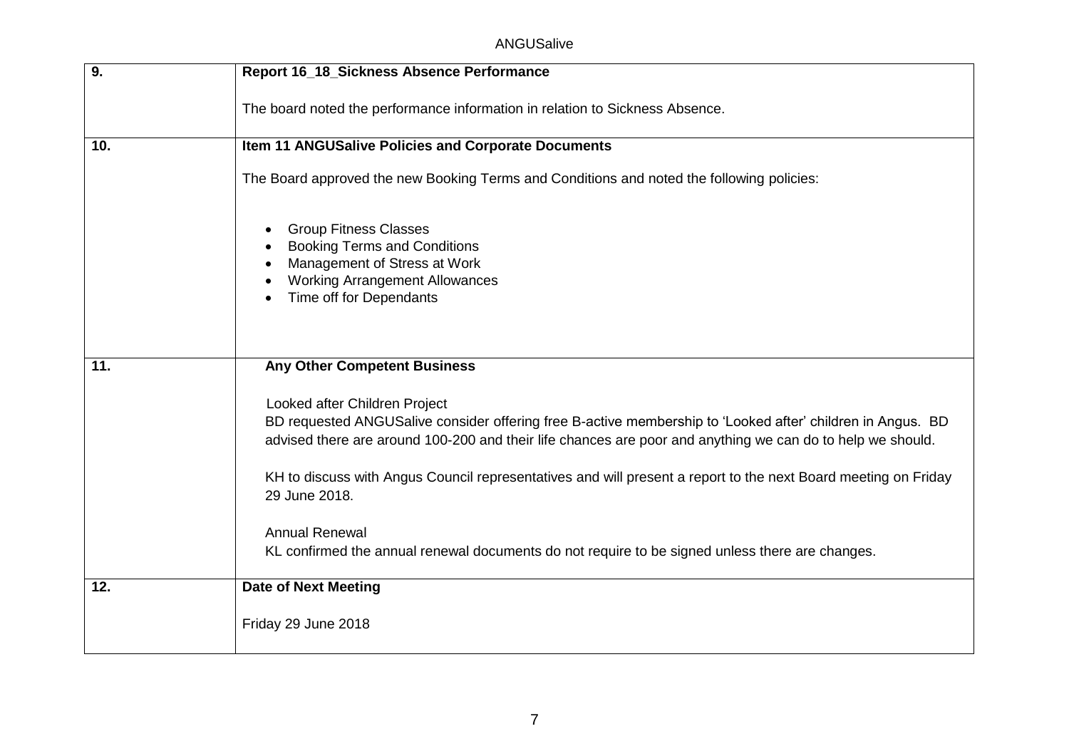| | |
|---|---|
| **9.** | **Report 16_18_Sickness Absence Performance**<br><br>The board noted the performance information in relation to Sickness Absence. |
| **10.** | **Item 11 ANGUSalive Policies and Corporate Documents**<br><br>The Board approved the new Booking Terms and Conditions and noted the following policies:<br><br>• Group Fitness Classes<br>• Booking Terms and Conditions<br>• Management of Stress at Work<br>• Working Arrangement Allowances<br>• Time off for Dependants |
| **11.** | **Any Other Competent Business**<br><br>Looked after Children Project<br>BD requested ANGUSalive consider offering free B-active membership to 'Looked after' children in Angus. BD advised there are around 100-200 and their life chances are poor and anything we can do to help we should.<br><br>KH to discuss with Angus Council representatives and will present a report to the next Board meeting on Friday 29 June 2018.<br><br>Annual Renewal<br>KL confirmed the annual renewal documents do not require to be signed unless there are changes. |
| **12.** | **Date of Next Meeting**<br><br>Friday 29 June 2018 |